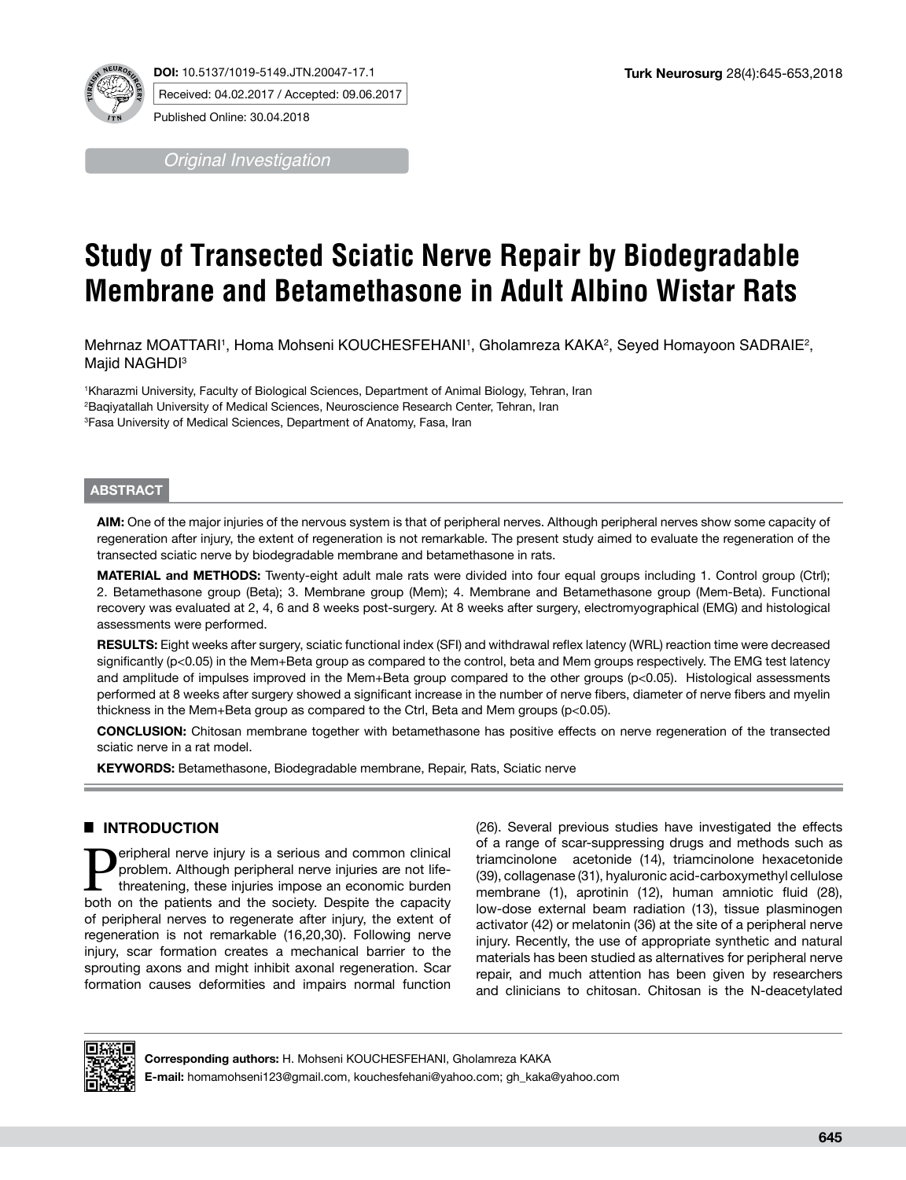**DOI:** 10.5137/1019-5149.JTN.20047-17.1

Received: 04.02.2017 / Accepted: 09.06.2017

Published Online: 30.04.2018

*Original Investigation*

# Study of Transected Sciatic Nerve Repair by Biodegradable Membrane and Betamethasone in Adult Albino Wistar Rats

Mehrnaz MOATTARI[1], Homa Mohseni KOUCHESFEHANI[1], Gholamreza KAKA[2], Seyed Homayoon SADRAIE[2], Majid NAGHDI[3]

[1]Kharazmi University, Faculty of Biological Sciences, Department of Animal Biology, Tehran, Iran
[2]Baqiyatallah University of Medical Sciences, Neuroscience Research Center, Tehran, Iran
[3]Fasa University of Medical Sciences, Department of Anatomy, Fasa, Iran

## ABSTRACT

**AIM:** One of the major injuries of the nervous system is that of peripheral nerves. Although peripheral nerves show some capacity of regeneration after injury, the extent of regeneration is not remarkable. The present study aimed to evaluate the regeneration of the transected sciatic nerve by biodegradable membrane and betamethasone in rats.

**MATERIAL and METHODS:** Twenty-eight adult male rats were divided into four equal groups including 1. Control group (Ctrl); 2. Betamethasone group (Beta); 3. Membrane group (Mem); 4. Membrane and Betamethasone group (Mem-Beta). Functional recovery was evaluated at 2, 4, 6 and 8 weeks post-surgery. At 8 weeks after surgery, electromyographical (EMG) and histological assessments were performed.

**RESULTS:** Eight weeks after surgery, sciatic functional index (SFI) and withdrawal reflex latency (WRL) reaction time were decreased significantly ($p<0.05$) in the Mem+Beta group as compared to the control, beta and Mem groups respectively. The EMG test latency and amplitude of impulses improved in the Mem+Beta group compared to the other groups ($p<0.05$). Histological assessments performed at 8 weeks after surgery showed a significant increase in the number of nerve fibers, diameter of nerve fibers and myelin thickness in the Mem+Beta group as compared to the Ctrl, Beta and Mem groups ($p<0.05$).

**CONCLUSION:** Chitosan membrane together with betamethasone has positive effects on nerve regeneration of the transected sciatic nerve in a rat model.

**KEYWORDS:** Betamethasone, Biodegradable membrane, Repair, Rats, Sciatic nerve

## INTRODUCTION

Peripheral nerve injury is a serious and common clinical problem. Although peripheral nerve injuries are not life-threatening, these injuries impose an economic burden both on the patients and the society. Despite the capacity of peripheral nerves to regenerate after injury, the extent of regeneration is not remarkable (16,20,30). Following nerve injury, scar formation creates a mechanical barrier to the sprouting axons and might inhibit axonal regeneration. Scar formation causes deformities and impairs normal function (26). Several previous studies have investigated the effects of a range of scar-suppressing drugs and methods such as triamcinolone acetonide (14), triamcinolone hexacetonide (39), collagenase (31), hyaluronic acid-carboxymethyl cellulose membrane (1), aprotinin (12), human amniotic fluid (28), low-dose external beam radiation (13), tissue plasminogen activator (42) or melatonin (36) at the site of a peripheral nerve injury. Recently, the use of appropriate synthetic and natural materials has been studied as alternatives for peripheral nerve repair, and much attention has been given by researchers and clinicians to chitosan. Chitosan is the N-deacetylated

**Corresponding authors:** H. Mohseni KOUCHESFEHANI, Gholamreza KAKA
**E-mail:** homamohseni123@gmail.com, kouchesfehani@yahoo.com; gh_kaka@yahoo.com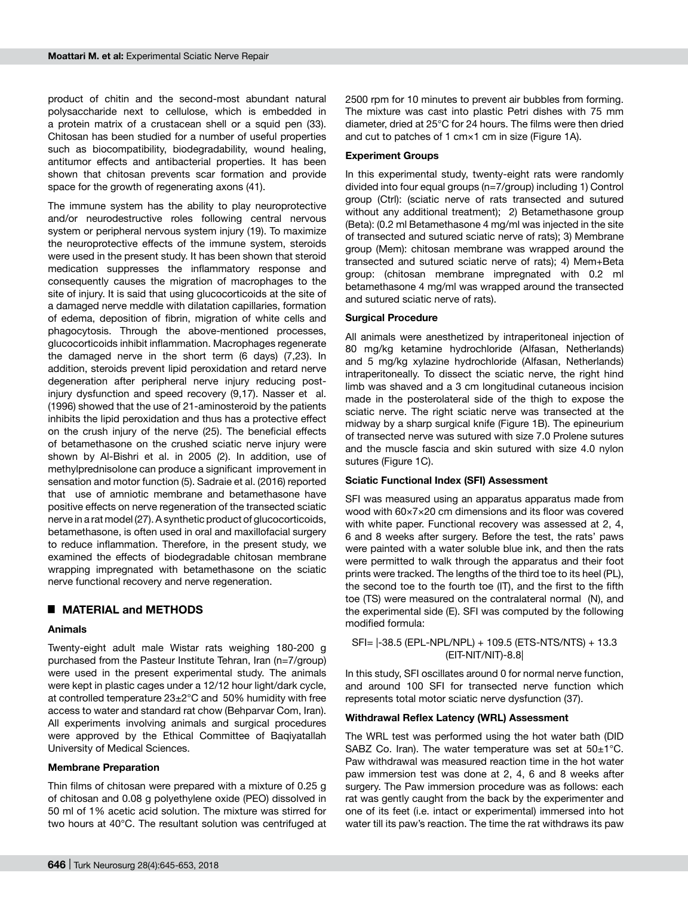product of chitin and the second-most abundant natural polysaccharide next to cellulose, which is embedded in a protein matrix of a crustacean shell or a squid pen (33). Chitosan has been studied for a number of useful properties such as biocompatibility, biodegradability, wound healing, antitumor effects and antibacterial properties. It has been shown that chitosan prevents scar formation and provide space for the growth of regenerating axons (41).

The immune system has the ability to play neuroprotective and/or neurodestructive roles following central nervous system or peripheral nervous system injury (19). To maximize the neuroprotective effects of the immune system, steroids were used in the present study. It has been shown that steroid medication suppresses the inflammatory response and consequently causes the migration of macrophages to the site of injury. It is said that using glucocorticoids at the site of a damaged nerve meddle with dilatation capillaries, formation of edema, deposition of fibrin, migration of white cells and phagocytosis. Through the above-mentioned processes, glucocorticoids inhibit inflammation. Macrophages regenerate the damaged nerve in the short term (6 days) (7,23). In addition, steroids prevent lipid peroxidation and retard nerve degeneration after peripheral nerve injury reducing post-injury dysfunction and speed recovery (9,17). Nasser et al. (1996) showed that the use of 21-aminosteroid by the patients inhibits the lipid peroxidation and thus has a protective effect on the crush injury of the nerve (25). The beneficial effects of betamethasone on the crushed sciatic nerve injury were shown by Al-Bishri et al. in 2005 (2). In addition, use of methylprednisolone can produce a significant improvement in sensation and motor function (5). Sadraie et al. (2016) reported that use of amniotic membrane and betamethasone have positive effects on nerve regeneration of the transected sciatic nerve in a rat model (27). A synthetic product of glucocorticoids, betamethasone, is often used in oral and maxillofacial surgery to reduce inflammation. Therefore, in the present study, we examined the effects of biodegradable chitosan membrane wrapping impregnated with betamethasone on the sciatic nerve functional recovery and nerve regeneration.

## MATERIAL and METHODS

### Animals

Twenty-eight adult male Wistar rats weighing 180-200 g purchased from the Pasteur Institute Tehran, Iran (n=7/group) were used in the present experimental study. The animals were kept in plastic cages under a 12/12 hour light/dark cycle, at controlled temperature 23±2°C and 50% humidity with free access to water and standard rat chow (Behparvar Com, Iran). All experiments involving animals and surgical procedures were approved by the Ethical Committee of Baqiyatallah University of Medical Sciences.

### Membrane Preparation

Thin films of chitosan were prepared with a mixture of 0.25 g of chitosan and 0.08 g polyethylene oxide (PEO) dissolved in 50 ml of 1% acetic acid solution. The mixture was stirred for two hours at 40°C. The resultant solution was centrifuged at 2500 rpm for 10 minutes to prevent air bubbles from forming. The mixture was cast into plastic Petri dishes with 75 mm diameter, dried at 25°C for 24 hours. The films were then dried and cut to patches of 1 cm×1 cm in size (Figure 1A).

### Experiment Groups

In this experimental study, twenty-eight rats were randomly divided into four equal groups (n=7/group) including 1) Control group (Ctrl): (sciatic nerve of rats transected and sutured without any additional treatment); 2) Betamethasone group (Beta): (0.2 ml Betamethasone 4 mg/ml was injected in the site of transected and sutured sciatic nerve of rats); 3) Membrane group (Mem): chitosan membrane was wrapped around the transected and sutured sciatic nerve of rats); 4) Mem+Beta group: (chitosan membrane impregnated with 0.2 ml betamethasone 4 mg/ml was wrapped around the transected and sutured sciatic nerve of rats).

### Surgical Procedure

All animals were anesthetized by intraperitoneal injection of 80 mg/kg ketamine hydrochloride (Alfasan, Netherlands) and 5 mg/kg xylazine hydrochloride (Alfasan, Netherlands) intraperitoneally. To dissect the sciatic nerve, the right hind limb was shaved and a 3 cm longitudinal cutaneous incision made in the posterolateral side of the thigh to expose the sciatic nerve. The right sciatic nerve was transected at the midway by a sharp surgical knife (Figure 1B). The epineurium of transected nerve was sutured with size 7.0 Prolene sutures and the muscle fascia and skin sutured with size 4.0 nylon sutures (Figure 1C).

### Sciatic Functional Index (SFI) Assessment

SFI was measured using an apparatus apparatus made from wood with 60×7×20 cm dimensions and its floor was covered with white paper. Functional recovery was assessed at 2, 4, 6 and 8 weeks after surgery. Before the test, the rats' paws were painted with a water soluble blue ink, and then the rats were permitted to walk through the apparatus and their foot prints were tracked. The lengths of the third toe to its heel (PL), the second toe to the fourth toe (IT), and the first to the fifth toe (TS) were measured on the contralateral normal (N), and the experimental side (E). SFI was computed by the following modified formula:

$$SFI = |-38.5\,(EPL-NPL/NPL) + 109.5\,(ETS-NTS/NTS) + 13.3\,(EIT-NIT/NIT) - 8.8|$$

In this study, SFI oscillates around 0 for normal nerve function, and around 100 SFI for transected nerve function which represents total motor sciatic nerve dysfunction (37).

### Withdrawal Reflex Latency (WRL) Assessment

The WRL test was performed using the hot water bath (DID SABZ Co. Iran). The water temperature was set at 50±1°C. Paw withdrawal was measured reaction time in the hot water paw immersion test was done at 2, 4, 6 and 8 weeks after surgery. The Paw immersion procedure was as follows: each rat was gently caught from the back by the experimenter and one of its feet (i.e. intact or experimental) immersed into hot water till its paw's reaction. The time the rat withdraws its paw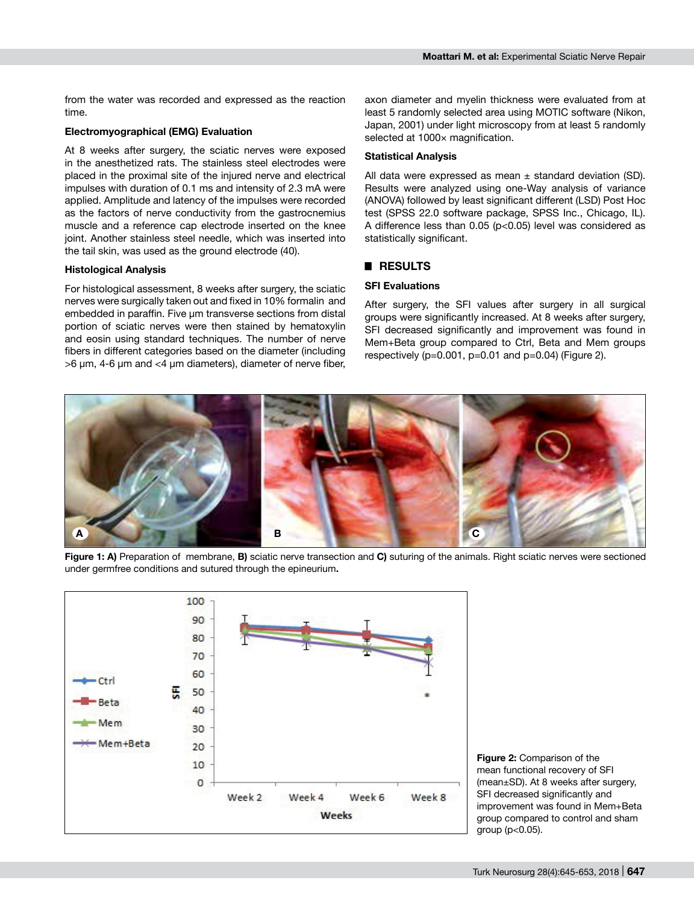from the water was recorded and expressed as the reaction time.

### Electromyographical (EMG) Evaluation

At 8 weeks after surgery, the sciatic nerves were exposed in the anesthetized rats. The stainless steel electrodes were placed in the proximal site of the injured nerve and electrical impulses with duration of 0.1 ms and intensity of 2.3 mA were applied. Amplitude and latency of the impulses were recorded as the factors of nerve conductivity from the gastrocnemius muscle and a reference cap electrode inserted on the knee joint. Another stainless steel needle, which was inserted into the tail skin, was used as the ground electrode (40).

### Histological Analysis

For histological assessment, 8 weeks after surgery, the sciatic nerves were surgically taken out and fixed in 10% formalin and embedded in paraffin. Five μm transverse sections from distal portion of sciatic nerves were then stained by hematoxylin and eosin using standard techniques. The number of nerve fibers in different categories based on the diameter (including >6 μm, 4-6 μm and <4 μm diameters), diameter of nerve fiber, axon diameter and myelin thickness were evaluated from at least 5 randomly selected area using MOTIC software (Nikon, Japan, 2001) under light microscopy from at least 5 randomly selected at 1000× magnification.

### Statistical Analysis

All data were expressed as mean ± standard deviation (SD). Results were analyzed using one-Way analysis of variance (ANOVA) followed by least significant different (LSD) Post Hoc test (SPSS 22.0 software package, SPSS Inc., Chicago, IL). A difference less than 0.05 ($p<0.05$) level was considered as statistically significant.

## RESULTS

### SFI Evaluations

After surgery, the SFI values after surgery in all surgical groups were significantly increased. At 8 weeks after surgery, SFI decreased significantly and improvement was found in Mem+Beta group compared to Ctrl, Beta and Mem groups respectively ($p=0.001$, $p=0.01$ and $p=0.04$) (Figure 2).

**Figure 1: A)** Preparation of membrane, **B)** sciatic nerve transection and **C)** suturing of the animals. Right sciatic nerves were sectioned under germfree conditions and sutured through the epineurium.

**Figure 2:** Comparison of the mean functional recovery of SFI (mean±SD). At 8 weeks after surgery, SFI decreased significantly and improvement was found in Mem+Beta group compared to control and sham group ($p<0.05$).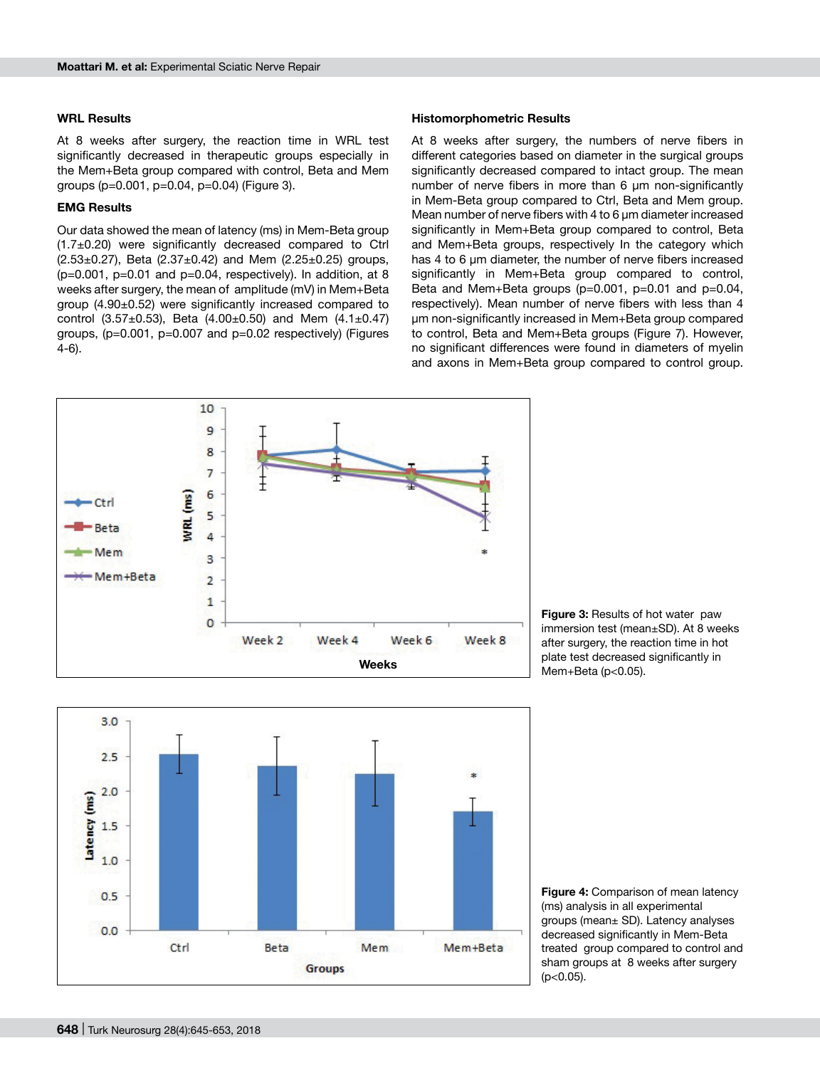### WRL Results

At 8 weeks after surgery, the reaction time in WRL test significantly decreased in therapeutic groups especially in the Mem+Beta group compared with control, Beta and Mem groups (p=0.001, p=0.04, p=0.04) (Figure 3).

### EMG Results

Our data showed the mean of latency (ms) in Mem-Beta group (1.7±0.20) were significantly decreased compared to Ctrl (2.53±0.27), Beta (2.37±0.42) and Mem (2.25±0.25) groups, (p=0.001, p=0.01 and p=0.04, respectively). In addition, at 8 weeks after surgery, the mean of amplitude (mV) in Mem+Beta group (4.90±0.52) were significantly increased compared to control (3.57±0.53), Beta (4.00±0.50) and Mem (4.1±0.47) groups, (p=0.001, p=0.007 and p=0.02 respectively) (Figures 4-6).

### Histomorphometric Results

At 8 weeks after surgery, the numbers of nerve fibers in different categories based on diameter in the surgical groups significantly decreased compared to intact group. The mean number of nerve fibers in more than 6 μm non-significantly in Mem-Beta group compared to Ctrl, Beta and Mem group. Mean number of nerve fibers with 4 to 6 μm diameter increased significantly in Mem+Beta group compared to control, Beta and Mem+Beta groups, respectively In the category which has 4 to 6 μm diameter, the number of nerve fibers increased significantly in Mem+Beta group compared to control, Beta and Mem+Beta groups (p=0.001, p=0.01 and p=0.04, respectively). Mean number of nerve fibers with less than 4 μm non-significantly increased in Mem+Beta group compared to control, Beta and Mem+Beta groups (Figure 7). However, no significant differences were found in diameters of myelin and axons in Mem+Beta group compared to control group.

**Figure 3:** Results of hot water paw immersion test (mean±SD). At 8 weeks after surgery, the reaction time in hot plate test decreased significantly in Mem+Beta (p<0.05).

**Figure 4:** Comparison of mean latency (ms) analysis in all experimental groups (mean± SD). Latency analyses decreased significantly in Mem-Beta treated group compared to control and sham groups at 8 weeks after surgery (p<0.05).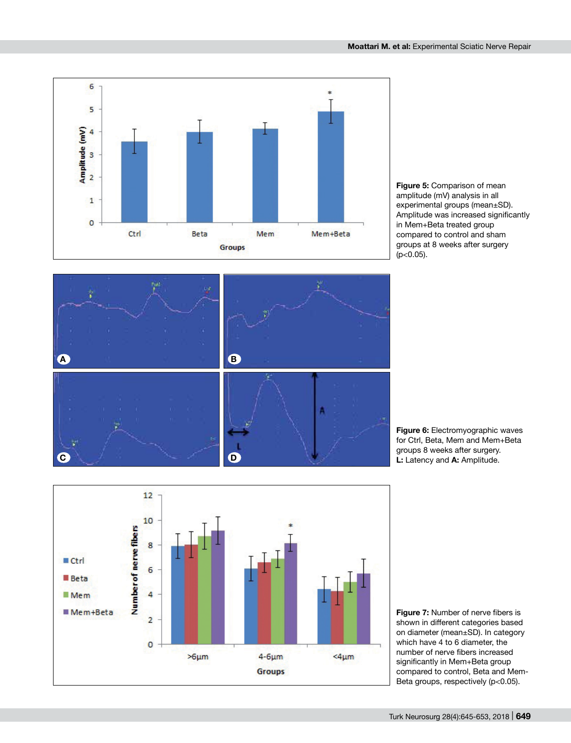**Figure 5:** Comparison of mean amplitude (mV) analysis in all experimental groups (mean±SD). Amplitude was increased significantly in Mem+Beta treated group compared to control and sham groups at 8 weeks after surgery ($p<0.05$).

**Figure 6:** Electromyographic waves for Ctrl, Beta, Mem and Mem+Beta groups 8 weeks after surgery. **L:** Latency and **A:** Amplitude.

**Figure 7:** Number of nerve fibers is shown in different categories based on diameter (mean±SD). In category which have 4 to 6 diameter, the number of nerve fibers increased significantly in Mem+Beta group compared to control, Beta and Mem-Beta groups, respectively ($p<0.05$).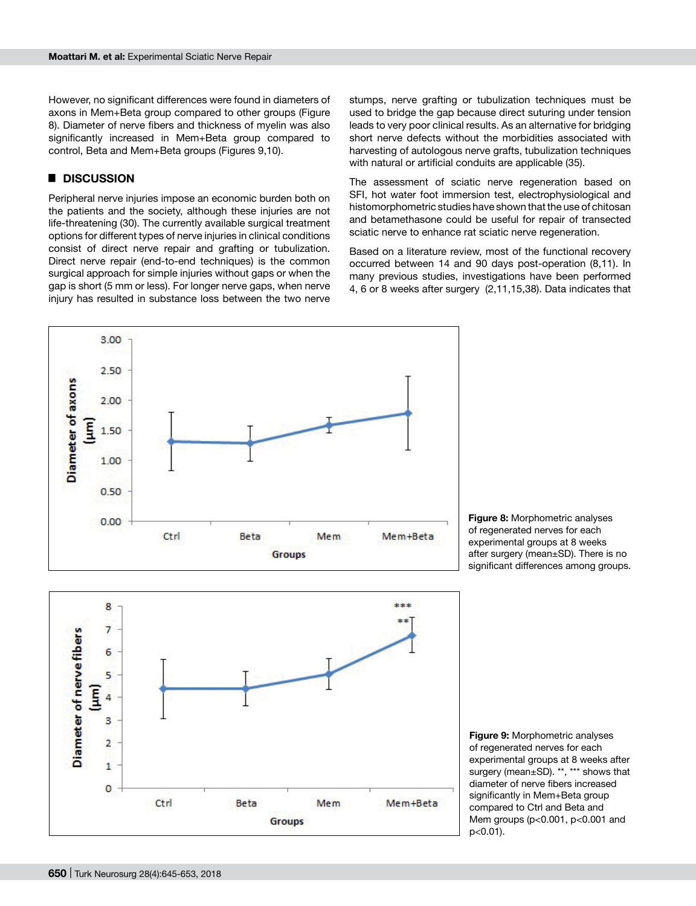However, no significant differences were found in diameters of axons in Mem+Beta group compared to other groups (Figure 8). Diameter of nerve fibers and thickness of myelin was also significantly increased in Mem+Beta group compared to control, Beta and Mem+Beta groups (Figures 9,10).

## DISCUSSION

Peripheral nerve injuries impose an economic burden both on the patients and the society, although these injuries are not life-threatening (30). The currently available surgical treatment options for different types of nerve injuries in clinical conditions consist of direct nerve repair and grafting or tubulization. Direct nerve repair (end-to-end techniques) is the common surgical approach for simple injuries without gaps or when the gap is short (5 mm or less). For longer nerve gaps, when nerve injury has resulted in substance loss between the two nerve stumps, nerve grafting or tubulization techniques must be used to bridge the gap because direct suturing under tension leads to very poor clinical results. As an alternative for bridging short nerve defects without the morbidities associated with harvesting of autologous nerve grafts, tubulization techniques with natural or artificial conduits are applicable (35).

The assessment of sciatic nerve regeneration based on SFI, hot water foot immersion test, electrophysiological and histomorphometric studies have shown that the use of chitosan and betamethasone could be useful for repair of transected sciatic nerve to enhance rat sciatic nerve regeneration.

Based on a literature review, most of the functional recovery occurred between 14 and 90 days post-operation (8,11). In many previous studies, investigations have been performed 4, 6 or 8 weeks after surgery (2,11,15,38). Data indicates that

**Figure 8:** Morphometric analyses of regenerated nerves for each experimental groups at 8 weeks after surgery (mean±SD). There is no significant differences among groups.

**Figure 9:** Morphometric analyses of regenerated nerves for each experimental groups at 8 weeks after surgery (mean±SD). **, *** shows that diameter of nerve fibers increased significantly in Mem+Beta group compared to Ctrl and Beta and Mem groups ($p<0.001$, $p<0.001$ and $p<0.01$).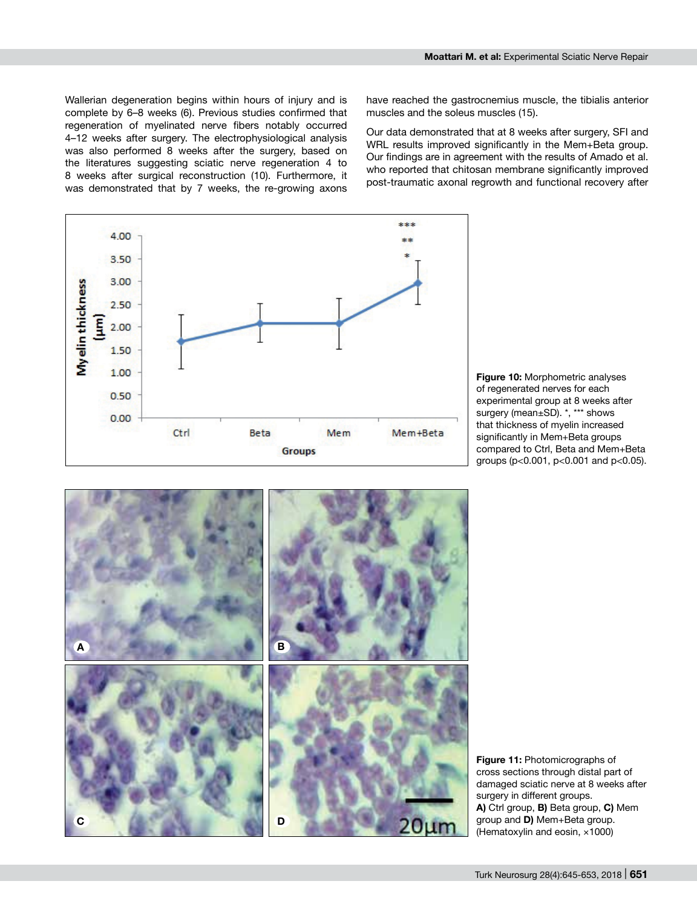Wallerian degeneration begins within hours of injury and is complete by 6–8 weeks (6). Previous studies confirmed that regeneration of myelinated nerve fibers notably occurred 4–12 weeks after surgery. The electrophysiological analysis was also performed 8 weeks after the surgery, based on the literatures suggesting sciatic nerve regeneration 4 to 8 weeks after surgical reconstruction (10). Furthermore, it was demonstrated that by 7 weeks, the re-growing axons have reached the gastrocnemius muscle, the tibialis anterior muscles and the soleus muscles (15).

Our data demonstrated that at 8 weeks after surgery, SFI and WRL results improved significantly in the Mem+Beta group. Our findings are in agreement with the results of Amado et al. who reported that chitosan membrane significantly improved post-traumatic axonal regrowth and functional recovery after

**Figure 10:** Morphometric analyses of regenerated nerves for each experimental group at 8 weeks after surgery (mean±SD). *, *** shows that thickness of myelin increased significantly in Mem+Beta groups compared to Ctrl, Beta and Mem+Beta groups ($p<0.001$, $p<0.001$ and $p<0.05$).

**Figure 11:** Photomicrographs of cross sections through distal part of damaged sciatic nerve at 8 weeks after surgery in different groups. **A)** Ctrl group, **B)** Beta group, **C)** Mem group and **D)** Mem+Beta group. (Hematoxylin and eosin, ×1000)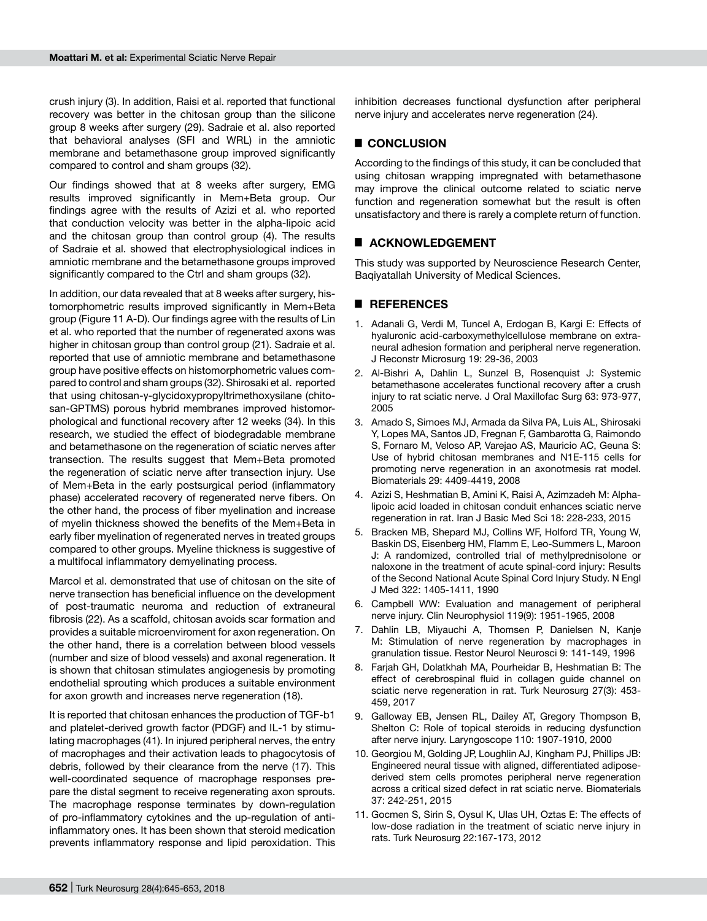crush injury (3). In addition, Raisi et al. reported that functional recovery was better in the chitosan group than the silicone group 8 weeks after surgery (29). Sadraie et al. also reported that behavioral analyses (SFI and WRL) in the amniotic membrane and betamethasone group improved significantly compared to control and sham groups (32).

Our findings showed that at 8 weeks after surgery, EMG results improved significantly in Mem+Beta group. Our findings agree with the results of Azizi et al. who reported that conduction velocity was better in the alpha-lipoic acid and the chitosan group than control group (4). The results of Sadraie et al. showed that electrophysiological indices in amniotic membrane and the betamethasone groups improved significantly compared to the Ctrl and sham groups (32).

In addition, our data revealed that at 8 weeks after surgery, histomorphometric results improved significantly in Mem+Beta group (Figure 11 A-D). Our findings agree with the results of Lin et al. who reported that the number of regenerated axons was higher in chitosan group than control group (21). Sadraie et al. reported that use of amniotic membrane and betamethasone group have positive effects on histomorphometric values compared to control and sham groups (32). Shirosaki et al. reported that using chitosan-γ-glycidoxypropyltrimethoxysilane (chitosan-GPTMS) porous hybrid membranes improved histomorphological and functional recovery after 12 weeks (34). In this research, we studied the effect of biodegradable membrane and betamethasone on the regeneration of sciatic nerves after transection. The results suggest that Mem+Beta promoted the regeneration of sciatic nerve after transection injury. Use of Mem+Beta in the early postsurgical period (inflammatory phase) accelerated recovery of regenerated nerve fibers. On the other hand, the process of fiber myelination and increase of myelin thickness showed the benefits of the Mem+Beta in early fiber myelination of regenerated nerves in treated groups compared to other groups. Myeline thickness is suggestive of a multifocal inflammatory demyelinating process.

Marcol et al. demonstrated that use of chitosan on the site of nerve transection has beneficial influence on the development of post-traumatic neuroma and reduction of extraneural fibrosis (22). As a scaffold, chitosan avoids scar formation and provides a suitable microenviroment for axon regeneration. On the other hand, there is a correlation between blood vessels (number and size of blood vessels) and axonal regeneration. It is shown that chitosan stimulates angiogenesis by promoting endothelial sprouting which produces a suitable environment for axon growth and increases nerve regeneration (18).

It is reported that chitosan enhances the production of TGF-b1 and platelet-derived growth factor (PDGF) and IL-1 by stimulating macrophages (41). In injured peripheral nerves, the entry of macrophages and their activation leads to phagocytosis of debris, followed by their clearance from the nerve (17). This well-coordinated sequence of macrophage responses prepare the distal segment to receive regenerating axon sprouts. The macrophage response terminates by down-regulation of pro-inflammatory cytokines and the up-regulation of anti-inflammatory ones. It has been shown that steroid medication prevents inflammatory response and lipid peroxidation. This inhibition decreases functional dysfunction after peripheral nerve injury and accelerates nerve regeneration (24).

## CONCLUSION

According to the findings of this study, it can be concluded that using chitosan wrapping impregnated with betamethasone may improve the clinical outcome related to sciatic nerve function and regeneration somewhat but the result is often unsatisfactory and there is rarely a complete return of function.

## ACKNOWLEDGEMENT

This study was supported by Neuroscience Research Center, Baqiyatallah University of Medical Sciences.

## REFERENCES

1. Adanali G, Verdi M, Tuncel A, Erdogan B, Kargi E: Effects of hyaluronic acid-carboxymethylcellulose membrane on extraneural adhesion formation and peripheral nerve regeneration. J Reconstr Microsurg 19: 29-36, 2003
2. Al-Bishri A, Dahlin L, Sunzel B, Rosenquist J: Systemic betamethasone accelerates functional recovery after a crush injury to rat sciatic nerve. J Oral Maxillofac Surg 63: 973-977, 2005
3. Amado S, Simoes MJ, Armada da Silva PA, Luis AL, Shirosaki Y, Lopes MA, Santos JD, Fregnan F, Gambarotta G, Raimondo S, Fornaro M, Veloso AP, Varejao AS, Mauricio AC, Geuna S: Use of hybrid chitosan membranes and N1E-115 cells for promoting nerve regeneration in an axonotmesis rat model. Biomaterials 29: 4409-4419, 2008
4. Azizi S, Heshmatian B, Amini K, Raisi A, Azimzadeh M: Alpha-lipoic acid loaded in chitosan conduit enhances sciatic nerve regeneration in rat. Iran J Basic Med Sci 18: 228-233, 2015
5. Bracken MB, Shepard MJ, Collins WF, Holford TR, Young W, Baskin DS, Eisenberg HM, Flamm E, Leo-Summers L, Maroon J: A randomized, controlled trial of methylprednisolone or naloxone in the treatment of acute spinal-cord injury: Results of the Second National Acute Spinal Cord Injury Study. N Engl J Med 322: 1405-1411, 1990
6. Campbell WW: Evaluation and management of peripheral nerve injury. Clin Neurophysiol 119(9): 1951-1965, 2008
7. Dahlin LB, Miyauchi A, Thomsen P, Danielsen N, Kanje M: Stimulation of nerve regeneration by macrophages in granulation tissue. Restor Neurol Neurosci 9: 141-149, 1996
8. Farjah GH, Dolatkhah MA, Pourheidar B, Heshmatian B: The effect of cerebrospinal fluid in collagen guide channel on sciatic nerve regeneration in rat. Turk Neurosurg 27(3): 453-459, 2017
9. Galloway EB, Jensen RL, Dailey AT, Gregory Thompson B, Shelton C: Role of topical steroids in reducing dysfunction after nerve injury. Laryngoscope 110: 1907-1910, 2000
10. Georgiou M, Golding JP, Loughlin AJ, Kingham PJ, Phillips JB: Engineered neural tissue with aligned, differentiated adipose-derived stem cells promotes peripheral nerve regeneration across a critical sized defect in rat sciatic nerve. Biomaterials 37: 242-251, 2015
11. Gocmen S, Sirin S, Oysul K, Ulas UH, Oztas E: The effects of low-dose radiation in the treatment of sciatic nerve injury in rats. Turk Neurosurg 22:167-173, 2012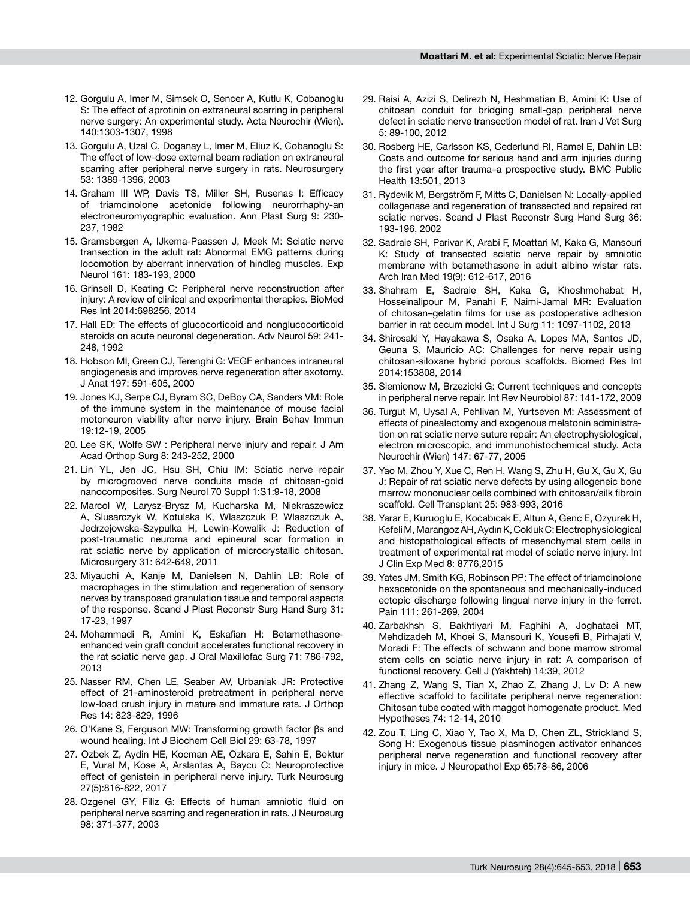12. Gorgulu A, Imer M, Simsek O, Sencer A, Kutlu K, Cobanoglu S: The effect of aprotinin on extraneural scarring in peripheral nerve surgery: An experimental study. Acta Neurochir (Wien). 140:1303-1307, 1998
13. Gorgulu A, Uzal C, Doganay L, Imer M, Eliuz K, Cobanoglu S: The effect of low-dose external beam radiation on extraneural scarring after peripheral nerve surgery in rats. Neurosurgery 53: 1389-1396, 2003
14. Graham III WP, Davis TS, Miller SH, Rusenas I: Efficacy of triamcinolone acetonide following neurorrhaphy-an electroneuromyographic evaluation. Ann Plast Surg 9: 230-237, 1982
15. Gramsbergen A, IJkema-Paassen J, Meek M: Sciatic nerve transection in the adult rat: Abnormal EMG patterns during locomotion by aberrant innervation of hindleg muscles. Exp Neurol 161: 183-193, 2000
16. Grinsell D, Keating C: Peripheral nerve reconstruction after injury: A review of clinical and experimental therapies. BioMed Res Int 2014:698256, 2014
17. Hall ED: The effects of glucocorticoid and nonglucocorticoid steroids on acute neuronal degeneration. Adv Neurol 59: 241-248, 1992
18. Hobson MI, Green CJ, Terenghi G: VEGF enhances intraneural angiogenesis and improves nerve regeneration after axotomy. J Anat 197: 591-605, 2000
19. Jones KJ, Serpe CJ, Byram SC, DeBoy CA, Sanders VM: Role of the immune system in the maintenance of mouse facial motoneuron viability after nerve injury. Brain Behav Immun 19:12-19, 2005
20. Lee SK, Wolfe SW : Peripheral nerve injury and repair. J Am Acad Orthop Surg 8: 243-252, 2000
21. Lin YL, Jen JC, Hsu SH, Chiu IM: Sciatic nerve repair by microgrooved nerve conduits made of chitosan-gold nanocomposites. Surg Neurol 70 Suppl 1:S1:9-18, 2008
22. Marcol W, Larysz-Brysz M, Kucharska M, Niekraszewicz A, Slusarczyk W, Kotulska K, Wlaszczuk P, Wlaszczuk A, Jedrzejowska-Szypulka H, Lewin-Kowalik J: Reduction of post-traumatic neuroma and epineural scar formation in rat sciatic nerve by application of microcrystallic chitosan. Microsurgery 31: 642-649, 2011
23. Miyauchi A, Kanje M, Danielsen N, Dahlin LB: Role of macrophages in the stimulation and regeneration of sensory nerves by transposed granulation tissue and temporal aspects of the response. Scand J Plast Reconstr Surg Hand Surg 31: 17-23, 1997
24. Mohammadi R, Amini K, Eskafian H: Betamethasone-enhanced vein graft conduit accelerates functional recovery in the rat sciatic nerve gap. J Oral Maxillofac Surg 71: 786-792, 2013
25. Nasser RM, Chen LE, Seaber AV, Urbaniak JR: Protective effect of 21-aminosteroid pretreatment in peripheral nerve low-load crush injury in mature and immature rats. J Orthop Res 14: 823-829, 1996
26. O'Kane S, Ferguson MW: Transforming growth factor βs and wound healing. Int J Biochem Cell Biol 29: 63-78, 1997
27. Ozbek Z, Aydin HE, Kocman AE, Ozkara E, Sahin E, Bektur E, Vural M, Kose A, Arslantas A, Baycu C: Neuroprotective effect of genistein in peripheral nerve injury. Turk Neurosurg 27(5):816-822, 2017
28. Ozgenel GY, Filiz G: Effects of human amniotic fluid on peripheral nerve scarring and regeneration in rats. J Neurosurg 98: 371-377, 2003
29. Raisi A, Azizi S, Delirezh N, Heshmatian B, Amini K: Use of chitosan conduit for bridging small-gap peripheral nerve defect in sciatic nerve transection model of rat. Iran J Vet Surg 5: 89-100, 2012
30. Rosberg HE, Carlsson KS, Cederlund RI, Ramel E, Dahlin LB: Costs and outcome for serious hand and arm injuries during the first year after trauma–a prospective study. BMC Public Health 13:501, 2013
31. Rydevik M, Bergström F, Mitts C, Danielsen N: Locally-applied collagenase and regeneration of transsected and repaired rat sciatic nerves. Scand J Plast Reconstr Surg Hand Surg 36: 193-196, 2002
32. Sadraie SH, Parivar K, Arabi F, Moattari M, Kaka G, Mansouri K: Study of transected sciatic nerve repair by amniotic membrane with betamethasone in adult albino wistar rats. Arch Iran Med 19(9): 612-617, 2016
33. Shahram E, Sadraie SH, Kaka G, Khoshmohabat H, Hosseinalipour M, Panahi F, Naimi-Jamal MR: Evaluation of chitosan–gelatin films for use as postoperative adhesion barrier in rat cecum model. Int J Surg 11: 1097-1102, 2013
34. Shirosaki Y, Hayakawa S, Osaka A, Lopes MA, Santos JD, Geuna S, Mauricio AC: Challenges for nerve repair using chitosan-siloxane hybrid porous scaffolds. Biomed Res Int 2014:153808, 2014
35. Siemionow M, Brzezicki G: Current techniques and concepts in peripheral nerve repair. Int Rev Neurobiol 87: 141-172, 2009
36. Turgut M, Uysal A, Pehlivan M, Yurtseven M: Assessment of effects of pinealectomy and exogenous melatonin administration on rat sciatic nerve suture repair: An electrophysiological, electron microscopic, and immunohistochemical study. Acta Neurochir (Wien) 147: 67-77, 2005
37. Yao M, Zhou Y, Xue C, Ren H, Wang S, Zhu H, Gu X, Gu X, Gu J: Repair of rat sciatic nerve defects by using allogeneic bone marrow mononuclear cells combined with chitosan/silk fibroin scaffold. Cell Transplant 25: 983-993, 2016
38. Yarar E, Kuruoglu E, Kocabıcak E, Altun A, Genc E, Ozyurek H, Kefeli M, Marangoz AH, Aydın K, Cokluk C: Electrophysiological and histopathological effects of mesenchymal stem cells in treatment of experimental rat model of sciatic nerve injury. Int J Clin Exp Med 8: 8776,2015
39. Yates JM, Smith KG, Robinson PP: The effect of triamcinolone hexacetonide on the spontaneous and mechanically-induced ectopic discharge following lingual nerve injury in the ferret. Pain 111: 261-269, 2004
40. Zarbakhsh S, Bakhtiyari M, Faghihi A, Joghataei MT, Mehdizadeh M, Khoei S, Mansouri K, Yousefi B, Pirhajati V, Moradi F: The effects of schwann and bone marrow stromal stem cells on sciatic nerve injury in rat: A comparison of functional recovery. Cell J (Yakhteh) 14:39, 2012
41. Zhang Z, Wang S, Tian X, Zhao Z, Zhang J, Lv D: A new effective scaffold to facilitate peripheral nerve regeneration: Chitosan tube coated with maggot homogenate product. Med Hypotheses 74: 12-14, 2010
42. Zou T, Ling C, Xiao Y, Tao X, Ma D, Chen ZL, Strickland S, Song H: Exogenous tissue plasminogen activator enhances peripheral nerve regeneration and functional recovery after injury in mice. J Neuropathol Exp 65:78-86, 2006